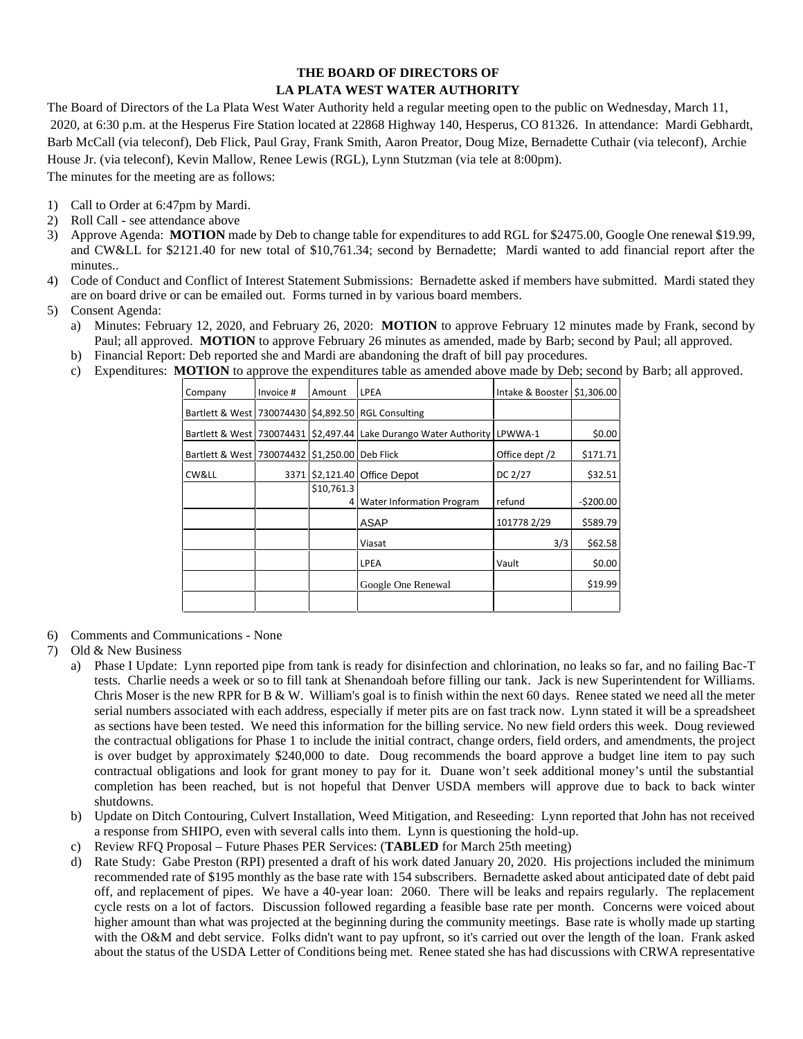**THE BOARD OF DIRECTORS OF**
**LA PLATA WEST WATER AUTHORITY**

The Board of Directors of the La Plata West Water Authority held a regular meeting open to the public on Wednesday, March 11, 2020, at 6:30 p.m. at the Hesperus Fire Station located at 22868 Highway 140, Hesperus, CO 81326. In attendance: Mardi Gebhardt, Barb McCall (via teleconf), Deb Flick, Paul Gray, Frank Smith, Aaron Preator, Doug Mize, Bernadette Cuthair (via teleconf), Archie House Jr. (via teleconf), Kevin Mallow, Renee Lewis (RGL), Lynn Stutzman (via tele at 8:00pm).

The minutes for the meeting are as follows:

1) Call to Order at 6:47pm by Mardi.
2) Roll Call - see attendance above
3) Approve Agenda: **MOTION** made by Deb to change table for expenditures to add RGL for $2475.00, Google One renewal $19.99, and CW&LL for $2121.40 for new total of $10,761.34; second by Bernadette; Mardi wanted to add financial report after the minutes..
4) Code of Conduct and Conflict of Interest Statement Submissions: Bernadette asked if members have submitted. Mardi stated they are on board drive or can be emailed out. Forms turned in by various board members.
5) Consent Agenda:
   a) Minutes: February 12, 2020, and February 26, 2020: **MOTION** to approve February 12 minutes made by Frank, second by Paul; all approved. **MOTION** to approve February 26 minutes as amended, made by Barb; second by Paul; all approved.
   b) Financial Report: Deb reported she and Mardi are abandoning the draft of bill pay procedures.
   c) Expenditures: **MOTION** to approve the expenditures table as amended above made by Deb; second by Barb; all approved.

| Company | Invoice # | Amount | LPEA | Intake & Booster | $1,306.00 |
|---|---|---|---|---|---|
| Bartlett & West | 730074430 | $4,892.50 | RGL Consulting | | |
| Bartlett & West | 730074431 | $2,497.44 | Lake Durango Water Authority | LPWWA-1 | $0.00 |
| Bartlett & West | 730074432 | $1,250.00 | Deb Flick | Office dept /2 | $171.71 |
| CW&LL | 3371 | $2,121.40 | Office Depot | DC 2/27 | $32.51 |
| | | $10,761.34 | Water Information Program | refund | -$200.00 |
| | | | ASAP | 101778 2/29 | $589.79 |
| | | | Viasat | 3/3 | $62.58 |
| | | | LPEA | Vault | $0.00 |
| | | | Google One Renewal | | $19.99 |
| | | | | | |

6) Comments and Communications - None
7) Old & New Business
   a) Phase I Update: Lynn reported pipe from tank is ready for disinfection and chlorination, no leaks so far, and no failing Bac-T tests. Charlie needs a week or so to fill tank at Shenandoah before filling our tank. Jack is new Superintendent for Williams. Chris Moser is the new RPR for B & W. William's goal is to finish within the next 60 days. Renee stated we need all the meter serial numbers associated with each address, especially if meter pits are on fast track now. Lynn stated it will be a spreadsheet as sections have been tested. We need this information for the billing service. No new field orders this week. Doug reviewed the contractual obligations for Phase 1 to include the initial contract, change orders, field orders, and amendments, the project is over budget by approximately $240,000 to date. Doug recommends the board approve a budget line item to pay such contractual obligations and look for grant money to pay for it. Duane won't seek additional money's until the substantial completion has been reached, but is not hopeful that Denver USDA members will approve due to back to back winter shutdowns.
   b) Update on Ditch Contouring, Culvert Installation, Weed Mitigation, and Reseeding: Lynn reported that John has not received a response from SHIPO, even with several calls into them. Lynn is questioning the hold-up.
   c) Review RFQ Proposal – Future Phases PER Services: (**TABLED** for March 25th meeting)
   d) Rate Study: Gabe Preston (RPI) presented a draft of his work dated January 20, 2020. His projections included the minimum recommended rate of $195 monthly as the base rate with 154 subscribers. Bernadette asked about anticipated date of debt paid off, and replacement of pipes. We have a 40-year loan: 2060. There will be leaks and repairs regularly. The replacement cycle rests on a lot of factors. Discussion followed regarding a feasible base rate per month. Concerns were voiced about higher amount than what was projected at the beginning during the community meetings. Base rate is wholly made up starting with the O&M and debt service. Folks didn't want to pay upfront, so it's carried out over the length of the loan. Frank asked about the status of the USDA Letter of Conditions being met. Renee stated she has had discussions with CRWA representative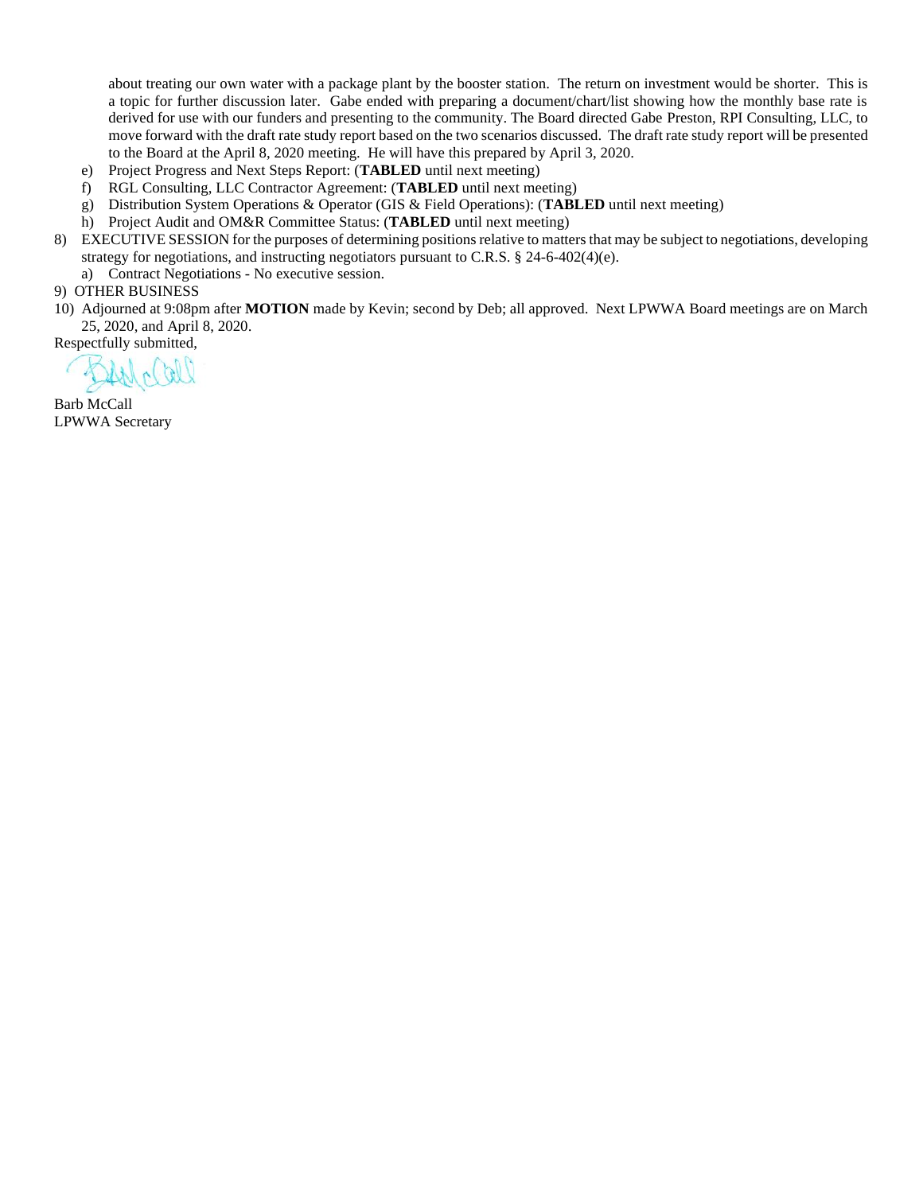about treating our own water with a package plant by the booster station. The return on investment would be shorter. This is a topic for further discussion later. Gabe ended with preparing a document/chart/list showing how the monthly base rate is derived for use with our funders and presenting to the community. The Board directed Gabe Preston, RPI Consulting, LLC, to move forward with the draft rate study report based on the two scenarios discussed. The draft rate study report will be presented to the Board at the April 8, 2020 meeting. He will have this prepared by April 3, 2020.

   e) Project Progress and Next Steps Report: (**TABLED** until next meeting)
   f) RGL Consulting, LLC Contractor Agreement: (**TABLED** until next meeting)
   g) Distribution System Operations & Operator (GIS & Field Operations): (**TABLED** until next meeting)
   h) Project Audit and OM&R Committee Status: (**TABLED** until next meeting)

8) EXECUTIVE SESSION for the purposes of determining positions relative to matters that may be subject to negotiations, developing strategy for negotiations, and instructing negotiators pursuant to C.R.S. § 24-6-402(4)(e).
   a) Contract Negotiations - No executive session.
9) OTHER BUSINESS
10) Adjourned at 9:08pm after **MOTION** made by Kevin; second by Deb; all approved. Next LPWWA Board meetings are on March 25, 2020, and April 8, 2020.

Respectfully submitted,

Barb McCall
LPWWA Secretary